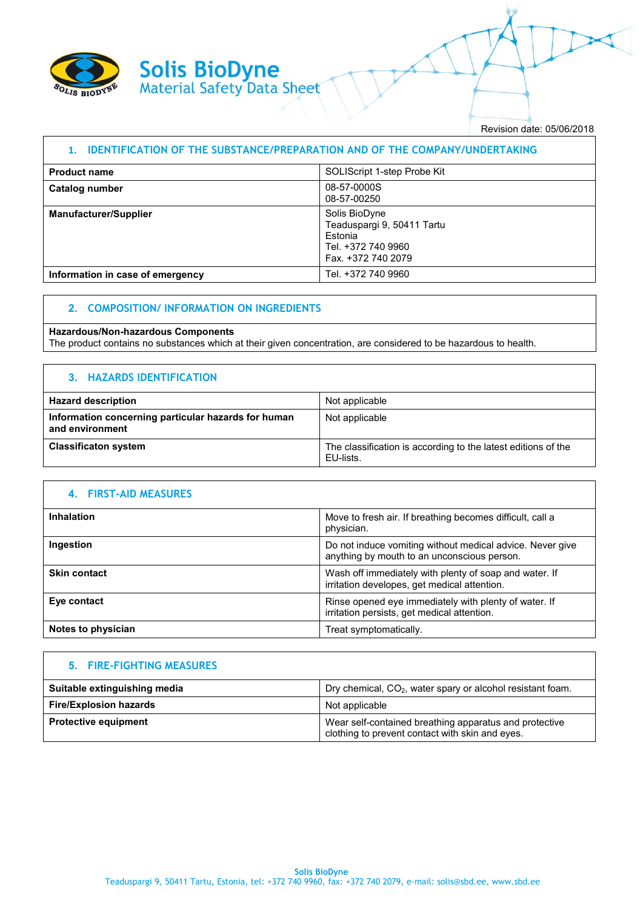# Solis BioDyne

## Material Safety Data Sheet

Revision date: 05/06/2018

## 1. IDENTIFICATION OF THE SUBSTANCE/PREPARATION AND OF THE COMPANY/UNDERTAKING

| | |
|---|---|
| **Product name** | SOLIScript 1-step Probe Kit |
| **Catalog number** | 08-57-0000S<br>08-57-00250 |
| **Manufacturer/Supplier** | Solis BioDyne<br>Teaduspargi 9, 50411 Tartu<br>Estonia<br>Tel. +372 740 9960<br>Fax. +372 740 2079 |
| **Information in case of emergency** | Tel. +372 740 9960 |

## 2. COMPOSITION/ INFORMATION ON INGREDIENTS

**Hazardous/Non-hazardous Components**
The product contains no substances which at their given concentration, are considered to be hazardous to health.

## 3. HAZARDS IDENTIFICATION

| | |
|---|---|
| **Hazard description** | Not applicable |
| **Information concerning particular hazards for human and environment** | Not applicable |
| **Classificaton system** | The classification is according to the latest editions of the EU-lists. |

## 4. FIRST-AID MEASURES

| | |
|---|---|
| **Inhalation** | Move to fresh air. If breathing becomes difficult, call a physician. |
| **Ingestion** | Do not induce vomiting without medical advice. Never give anything by mouth to an unconscious person. |
| **Skin contact** | Wash off immediately with plenty of soap and water. If irritation developes, get medical attention. |
| **Eye contact** | Rinse opened eye immediately with plenty of water. If irritation persists, get medical attention. |
| **Notes to physician** | Treat symptomatically. |

## 5. FIRE-FIGHTING MEASURES

| | |
|---|---|
| **Suitable extinguishing media** | Dry chemical, $CO_2$, water spary or alcohol resistant foam. |
| **Fire/Explosion hazards** | Not applicable |
| **Protective equipment** | Wear self-contained breathing apparatus and protective clothing to prevent contact with skin and eyes. |

**Solis BioDyne**
Teaduspargi 9, 50411 Tartu, Estonia, tel: +372 740 9960, fax: +372 740 2079, e-mail: solis@sbd.ee, www.sbd.ee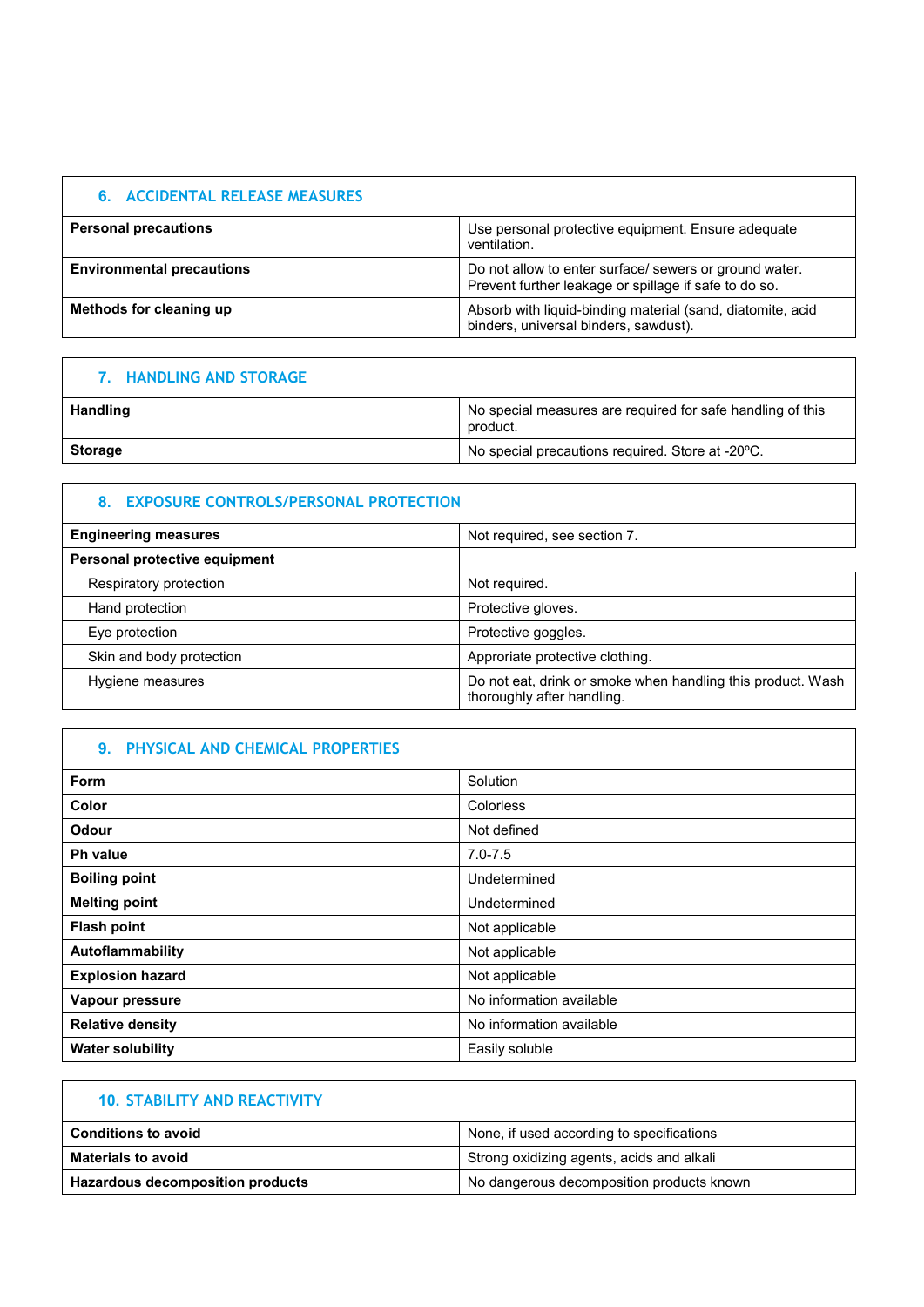## 6. ACCIDENTAL RELEASE MEASURES

| | |
|---|---|
| **Personal precautions** | Use personal protective equipment. Ensure adequate ventilation. |
| **Environmental precautions** | Do not allow to enter surface/ sewers or ground water. Prevent further leakage or spillage if safe to do so. |
| **Methods for cleaning up** | Absorb with liquid-binding material (sand, diatomite, acid binders, universal binders, sawdust). |

## 7. HANDLING AND STORAGE

| | |
|---|---|
| **Handling** | No special measures are required for safe handling of this product. |
| **Storage** | No special precautions required. Store at -20ºC. |

## 8. EXPOSURE CONTROLS/PERSONAL PROTECTION

| | |
|---|---|
| **Engineering measures** | Not required, see section 7. |
| **Personal protective equipment** | |
| Respiratory protection | Not required. |
| Hand protection | Protective gloves. |
| Eye protection | Protective goggles. |
| Skin and body protection | Approriate protective clothing. |
| Hygiene measures | Do not eat, drink or smoke when handling this product. Wash thoroughly after handling. |

## 9. PHYSICAL AND CHEMICAL PROPERTIES

| | |
|---|---|
| **Form** | Solution |
| **Color** | Colorless |
| **Odour** | Not defined |
| **Ph value** | 7.0-7.5 |
| **Boiling point** | Undetermined |
| **Melting point** | Undetermined |
| **Flash point** | Not applicable |
| **Autoflammability** | Not applicable |
| **Explosion hazard** | Not applicable |
| **Vapour pressure** | No information available |
| **Relative density** | No information available |
| **Water solubility** | Easily soluble |

## 10. STABILITY AND REACTIVITY

| | |
|---|---|
| **Conditions to avoid** | None, if used according to specifications |
| **Materials to avoid** | Strong oxidizing agents, acids and alkali |
| **Hazardous decomposition products** | No dangerous decomposition products known |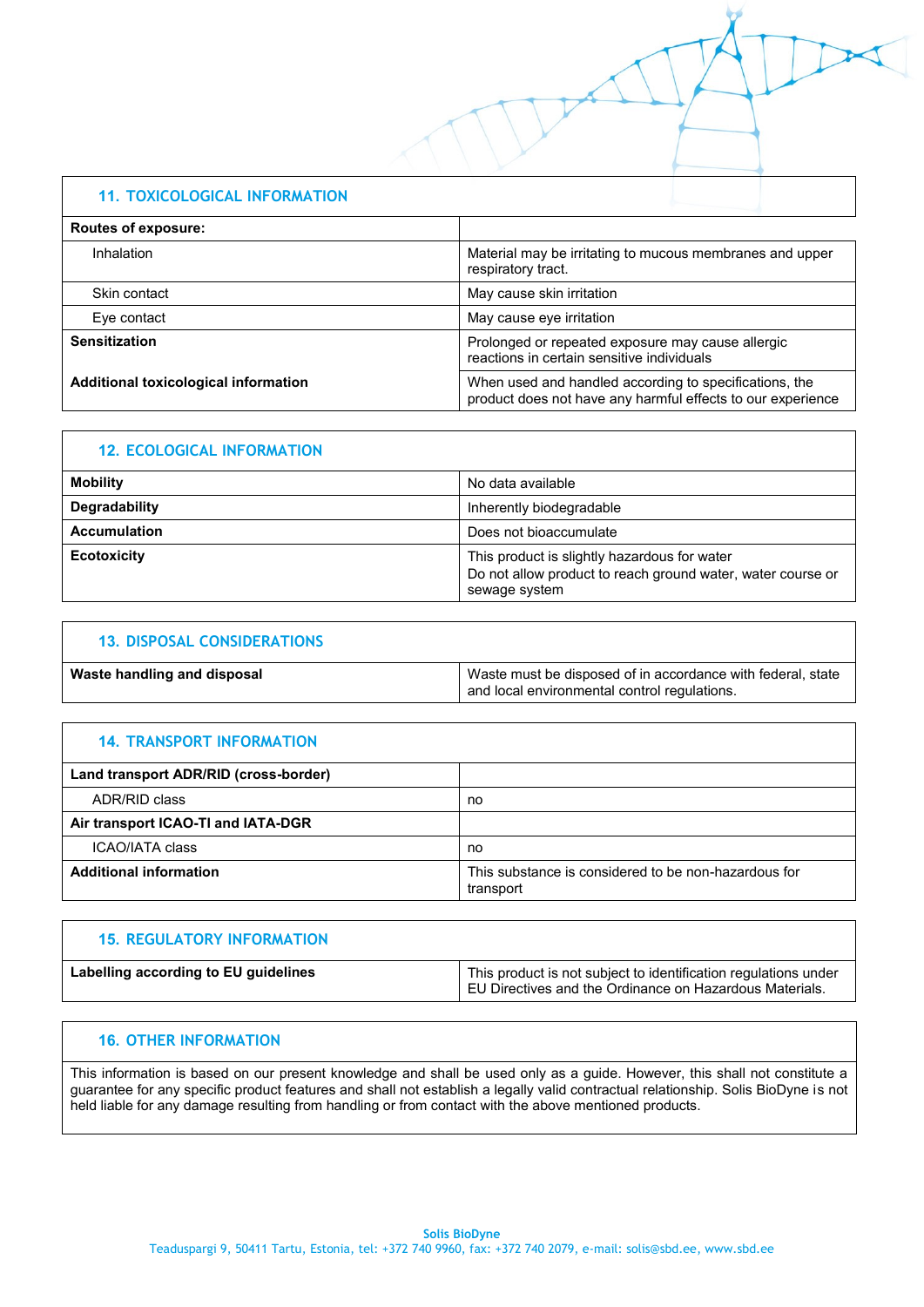## 11. TOXICOLOGICAL INFORMATION

| | |
|---|---|
| **Routes of exposure:** | |
| Inhalation | Material may be irritating to mucous membranes and upper respiratory tract. |
| Skin contact | May cause skin irritation |
| Eye contact | May cause eye irritation |
| **Sensitization** | Prolonged or repeated exposure may cause allergic reactions in certain sensitive individuals |
| **Additional toxicological information** | When used and handled according to specifications, the product does not have any harmful effects to our experience |

## 12. ECOLOGICAL INFORMATION

| | |
|---|---|
| **Mobility** | No data available |
| **Degradability** | Inherently biodegradable |
| **Accumulation** | Does not bioaccumulate |
| **Ecotoxicity** | This product is slightly hazardous for water<br>Do not allow product to reach ground water, water course or sewage system |

## 13. DISPOSAL CONSIDERATIONS

| | |
|---|---|
| **Waste handling and disposal** | Waste must be disposed of in accordance with federal, state and local environmental control regulations. |

## 14. TRANSPORT INFORMATION

| | |
|---|---|
| **Land transport ADR/RID (cross-border)** | |
| ADR/RID class | no |
| **Air transport ICAO-TI and IATA-DGR** | |
| ICAO/IATA class | no |
| **Additional information** | This substance is considered to be non-hazardous for transport |

## 15. REGULATORY INFORMATION

| | |
|---|---|
| **Labelling according to EU guidelines** | This product is not subject to identification regulations under EU Directives and the Ordinance on Hazardous Materials. |

## 16. OTHER INFORMATION

This information is based on our present knowledge and shall be used only as a guide. However, this shall not constitute a guarantee for any specific product features and shall not establish a legally valid contractual relationship. Solis BioDyne is not held liable for any damage resulting from handling or from contact with the above mentioned products.

**Solis BioDyne**
Teaduspargi 9, 50411 Tartu, Estonia, tel: +372 740 9960, fax: +372 740 2079, e-mail: solis@sbd.ee, www.sbd.ee